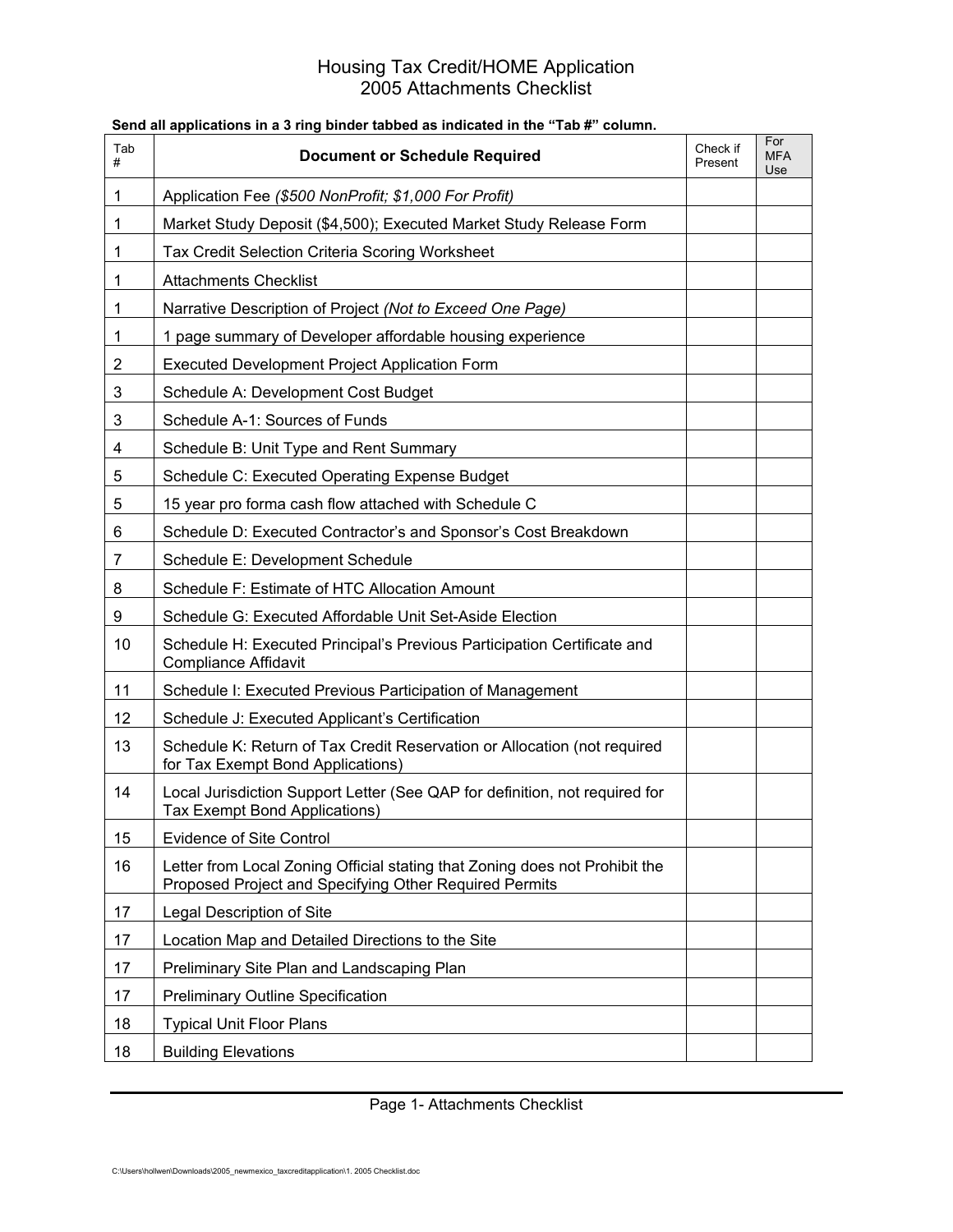# Housing Tax Credit/HOME Application
## 2005 Attachments Checklist

**Send all applications in a 3 ring binder tabbed as indicated in the "Tab #" column.**

| Tab # | Document or Schedule Required | Check if Present | For MFA Use |
|---|---|---|---|
| 1 | Application Fee *($500 NonProfit; $1,000 For Profit)* | | |
| 1 | Market Study Deposit ($4,500); Executed Market Study Release Form | | |
| 1 | Tax Credit Selection Criteria Scoring Worksheet | | |
| 1 | Attachments Checklist | | |
| 1 | Narrative Description of Project *(Not to Exceed One Page)* | | |
| 1 | 1 page summary of Developer affordable housing experience | | |
| 2 | Executed Development Project Application Form | | |
| 3 | Schedule A: Development Cost Budget | | |
| 3 | Schedule A-1: Sources of Funds | | |
| 4 | Schedule B: Unit Type and Rent Summary | | |
| 5 | Schedule C: Executed Operating Expense Budget | | |
| 5 | 15 year pro forma cash flow attached with Schedule C | | |
| 6 | Schedule D: Executed Contractor's and Sponsor's Cost Breakdown | | |
| 7 | Schedule E: Development Schedule | | |
| 8 | Schedule F: Estimate of HTC Allocation Amount | | |
| 9 | Schedule G: Executed Affordable Unit Set-Aside Election | | |
| 10 | Schedule H: Executed Principal's Previous Participation Certificate and Compliance Affidavit | | |
| 11 | Schedule I: Executed Previous Participation of Management | | |
| 12 | Schedule J: Executed Applicant's Certification | | |
| 13 | Schedule K: Return of Tax Credit Reservation or Allocation (not required for Tax Exempt Bond Applications) | | |
| 14 | Local Jurisdiction Support Letter (See QAP for definition, not required for Tax Exempt Bond Applications) | | |
| 15 | Evidence of Site Control | | |
| 16 | Letter from Local Zoning Official stating that Zoning does not Prohibit the Proposed Project and Specifying Other Required Permits | | |
| 17 | Legal Description of Site | | |
| 17 | Location Map and Detailed Directions to the Site | | |
| 17 | Preliminary Site Plan and Landscaping Plan | | |
| 17 | Preliminary Outline Specification | | |
| 18 | Typical Unit Floor Plans | | |
| 18 | Building Elevations | | |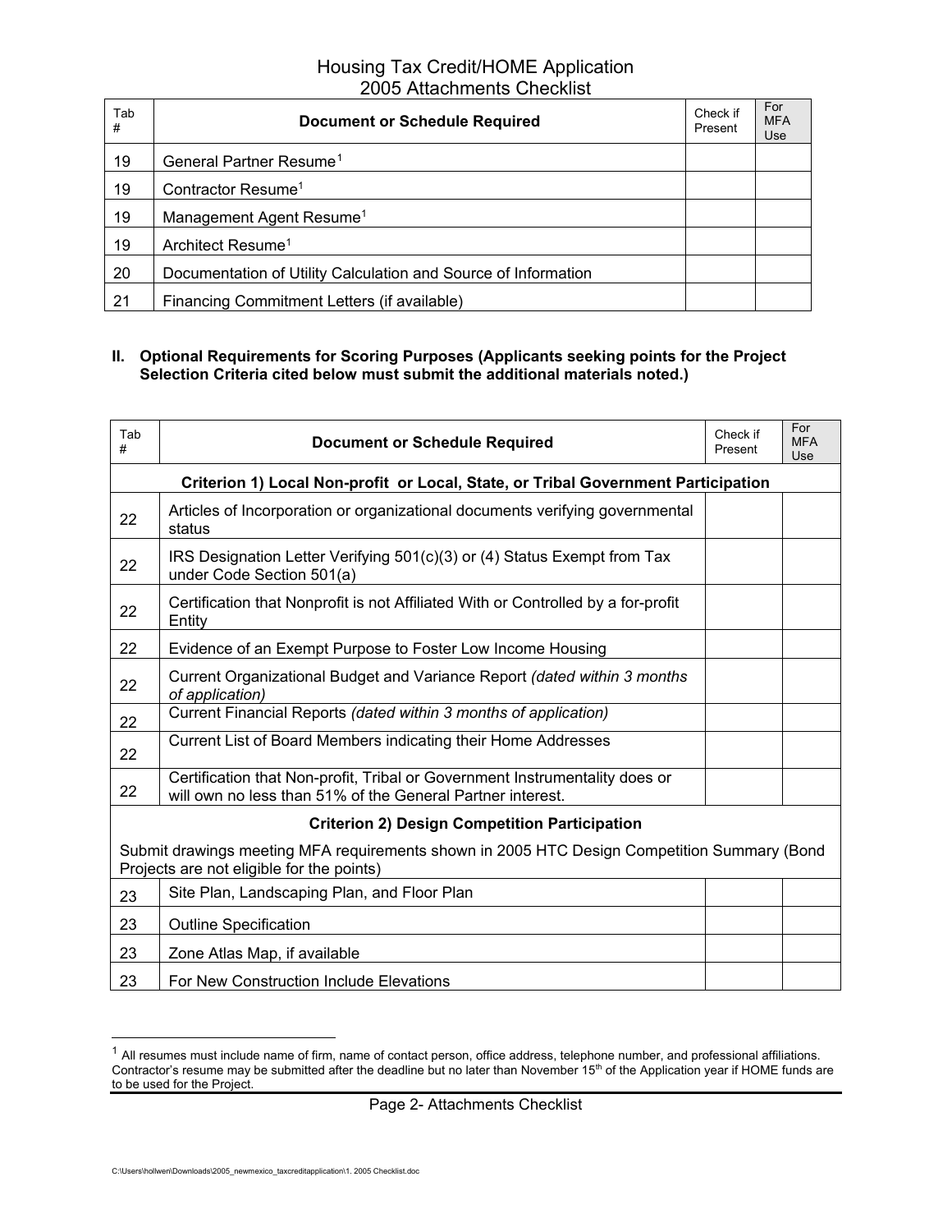# Housing Tax Credit/HOME Application 2005 Attachments Checklist

| Tab # | Document or Schedule Required | Check if Present | For MFA Use |
|---|---|---|---|
| 19 | General Partner Resume[1] | | |
| 19 | Contractor Resume[1] | | |
| 19 | Management Agent Resume[1] | | |
| 19 | Architect Resume[1] | | |
| 20 | Documentation of Utility Calculation and Source of Information | | |
| 21 | Financing Commitment Letters (if available) | | |

**II. Optional Requirements for Scoring Purposes (Applicants seeking points for the Project Selection Criteria cited below must submit the additional materials noted.)**

| Tab # | Document or Schedule Required | Check if Present | For MFA Use |
|---|---|---|---|
| | **Criterion 1) Local Non-profit or Local, State, or Tribal Government Participation** | | |
| 22 | Articles of Incorporation or organizational documents verifying governmental status | | |
| 22 | IRS Designation Letter Verifying 501(c)(3) or (4) Status Exempt from Tax under Code Section 501(a) | | |
| 22 | Certification that Nonprofit is not Affiliated With or Controlled by a for-profit Entity | | |
| 22 | Evidence of an Exempt Purpose to Foster Low Income Housing | | |
| 22 | Current Organizational Budget and Variance Report *(dated within 3 months of application)* | | |
| 22 | Current Financial Reports *(dated within 3 months of application)* | | |
| 22 | Current List of Board Members indicating their Home Addresses | | |
| 22 | Certification that Non-profit, Tribal or Government Instrumentality does or will own no less than 51% of the General Partner interest. | | |
| | **Criterion 2) Design Competition Participation** | | |
| | Submit drawings meeting MFA requirements shown in 2005 HTC Design Competition Summary (Bond Projects are not eligible for the points) | | |
| 23 | Site Plan, Landscaping Plan, and Floor Plan | | |
| 23 | Outline Specification | | |
| 23 | Zone Atlas Map, if available | | |
| 23 | For New Construction Include Elevations | | |

[1] All resumes must include name of firm, name of contact person, office address, telephone number, and professional affiliations. Contractor's resume may be submitted after the deadline but no later than November 15th of the Application year if HOME funds are to be used for the Project.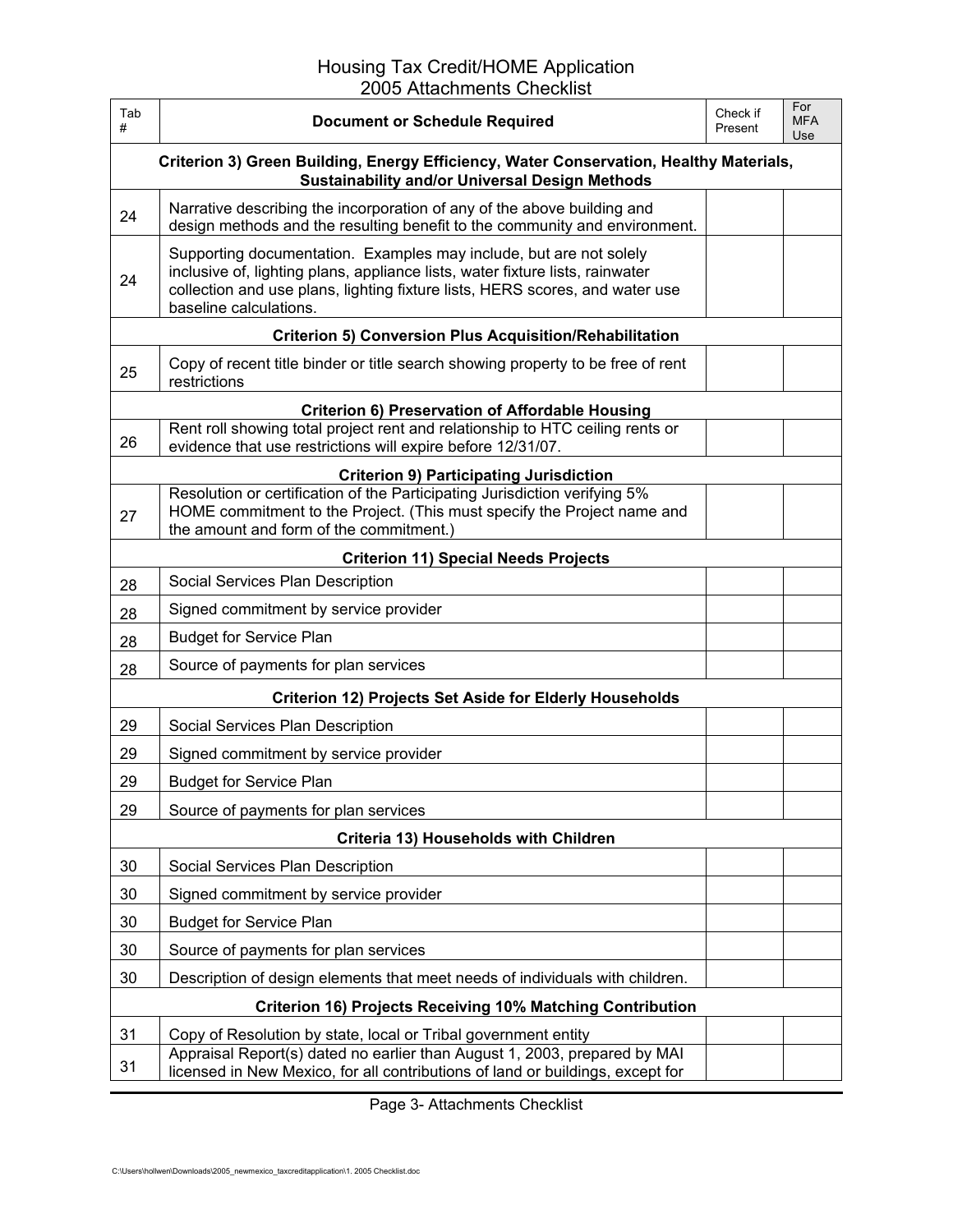# Housing Tax Credit/HOME Application
## 2005 Attachments Checklist

| Tab # | Document or Schedule Required | Check if Present | For MFA Use |
|---|---|---|---|
| | **Criterion 3) Green Building, Energy Efficiency, Water Conservation, Healthy Materials, Sustainability and/or Universal Design Methods** | | |
| 24 | Narrative describing the incorporation of any of the above building and design methods and the resulting benefit to the community and environment. | | |
| 24 | Supporting documentation. Examples may include, but are not solely inclusive of, lighting plans, appliance lists, water fixture lists, rainwater collection and use plans, lighting fixture lists, HERS scores, and water use baseline calculations. | | |
| | **Criterion 5) Conversion Plus Acquisition/Rehabilitation** | | |
| 25 | Copy of recent title binder or title search showing property to be free of rent restrictions | | |
| | **Criterion 6) Preservation of Affordable Housing** | | |
| 26 | Rent roll showing total project rent and relationship to HTC ceiling rents or evidence that use restrictions will expire before 12/31/07. | | |
| | **Criterion 9) Participating Jurisdiction** | | |
| 27 | Resolution or certification of the Participating Jurisdiction verifying 5% HOME commitment to the Project. (This must specify the Project name and the amount and form of the commitment.) | | |
| | **Criterion 11) Special Needs Projects** | | |
| 28 | Social Services Plan Description | | |
| 28 | Signed commitment by service provider | | |
| 28 | Budget for Service Plan | | |
| 28 | Source of payments for plan services | | |
| | **Criterion 12) Projects Set Aside for Elderly Households** | | |
| 29 | Social Services Plan Description | | |
| 29 | Signed commitment by service provider | | |
| 29 | Budget for Service Plan | | |
| 29 | Source of payments for plan services | | |
| | **Criteria 13) Households with Children** | | |
| 30 | Social Services Plan Description | | |
| 30 | Signed commitment by service provider | | |
| 30 | Budget for Service Plan | | |
| 30 | Source of payments for plan services | | |
| 30 | Description of design elements that meet needs of individuals with children. | | |
| | **Criterion 16) Projects Receiving 10% Matching Contribution** | | |
| 31 | Copy of Resolution by state, local or Tribal government entity | | |
| 31 | Appraisal Report(s) dated no earlier than August 1, 2003, prepared by MAI licensed in New Mexico, for all contributions of land or buildings, except for | | |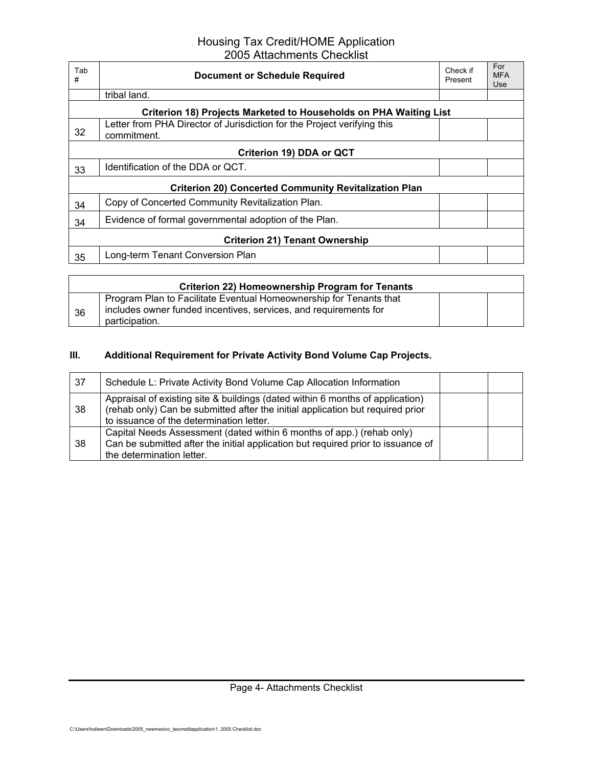# Housing Tax Credit/HOME Application
## 2005 Attachments Checklist

| Tab # | Document or Schedule Required | Check if Present | For MFA Use |
|---|---|---|---|
| | tribal land. | | |
| | **Criterion 18) Projects Marketed to Households on PHA Waiting List** | | |
| 32 | Letter from PHA Director of Jurisdiction for the Project verifying this commitment. | | |
| | **Criterion 19) DDA or QCT** | | |
| 33 | Identification of the DDA or QCT. | | |
| | **Criterion 20) Concerted Community Revitalization Plan** | | |
| 34 | Copy of Concerted Community Revitalization Plan. | | |
| 34 | Evidence of formal governmental adoption of the Plan. | | |
| | **Criterion 21) Tenant Ownership** | | |
| 35 | Long-term Tenant Conversion Plan | | |
| | **Criterion 22) Homeownership Program for Tenants** | | |
| 36 | Program Plan to Facilitate Eventual Homeownership for Tenants that includes owner funded incentives, services, and requirements for participation. | | |

**III. Additional Requirement for Private Activity Bond Volume Cap Projects.**

| | | | |
|---|---|---|---|
| 37 | Schedule L: Private Activity Bond Volume Cap Allocation Information | | |
| 38 | Appraisal of existing site & buildings (dated within 6 months of application) (rehab only) Can be submitted after the initial application but required prior to issuance of the determination letter. | | |
| 38 | Capital Needs Assessment (dated within 6 months of app.) (rehab only) Can be submitted after the initial application but required prior to issuance of the determination letter. | | |